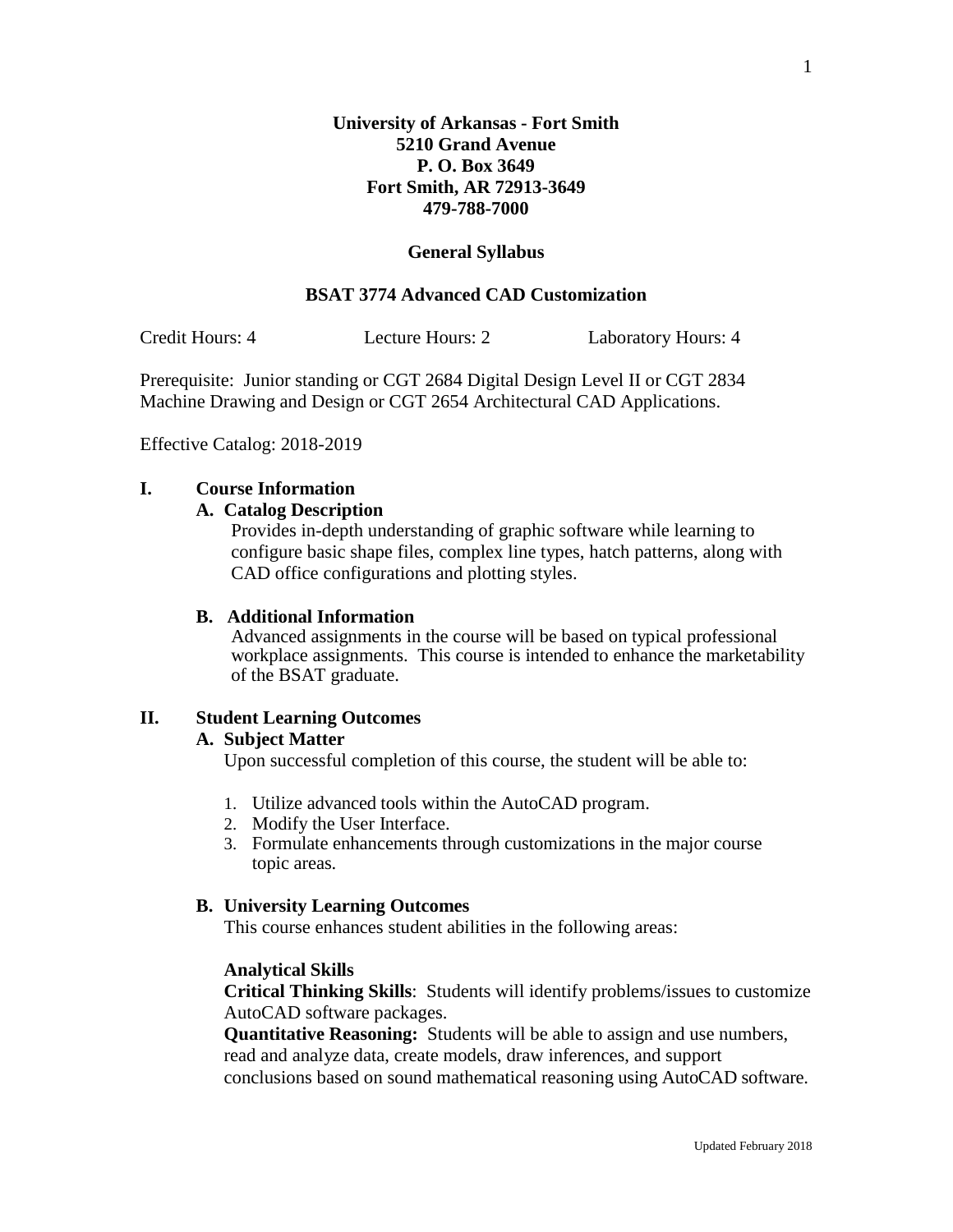**University of Arkansas - Fort Smith**
**5210 Grand Avenue**
**P. O. Box 3649**
**Fort Smith, AR 72913-3649**
**479-788-7000**

**General Syllabus**

**BSAT 3774 Advanced CAD Customization**

Credit Hours: 4 Lecture Hours: 2 Laboratory Hours: 4

Prerequisite: Junior standing or CGT 2684 Digital Design Level II or CGT 2834 Machine Drawing and Design or CGT 2654 Architectural CAD Applications.

Effective Catalog: 2018-2019

## I. Course Information

### A. Catalog Description

Provides in-depth understanding of graphic software while learning to configure basic shape files, complex line types, hatch patterns, along with CAD office configurations and plotting styles.

### B. Additional Information

Advanced assignments in the course will be based on typical professional workplace assignments. This course is intended to enhance the marketability of the BSAT graduate.

## II. Student Learning Outcomes

### A. Subject Matter

Upon successful completion of this course, the student will be able to:

1. Utilize advanced tools within the AutoCAD program.
2. Modify the User Interface.
3. Formulate enhancements through customizations in the major course topic areas.

### B. University Learning Outcomes

This course enhances student abilities in the following areas:

**Analytical Skills**
**Critical Thinking Skills**: Students will identify problems/issues to customize AutoCAD software packages.
**Quantitative Reasoning:** Students will be able to assign and use numbers, read and analyze data, create models, draw inferences, and support conclusions based on sound mathematical reasoning using AutoCAD software.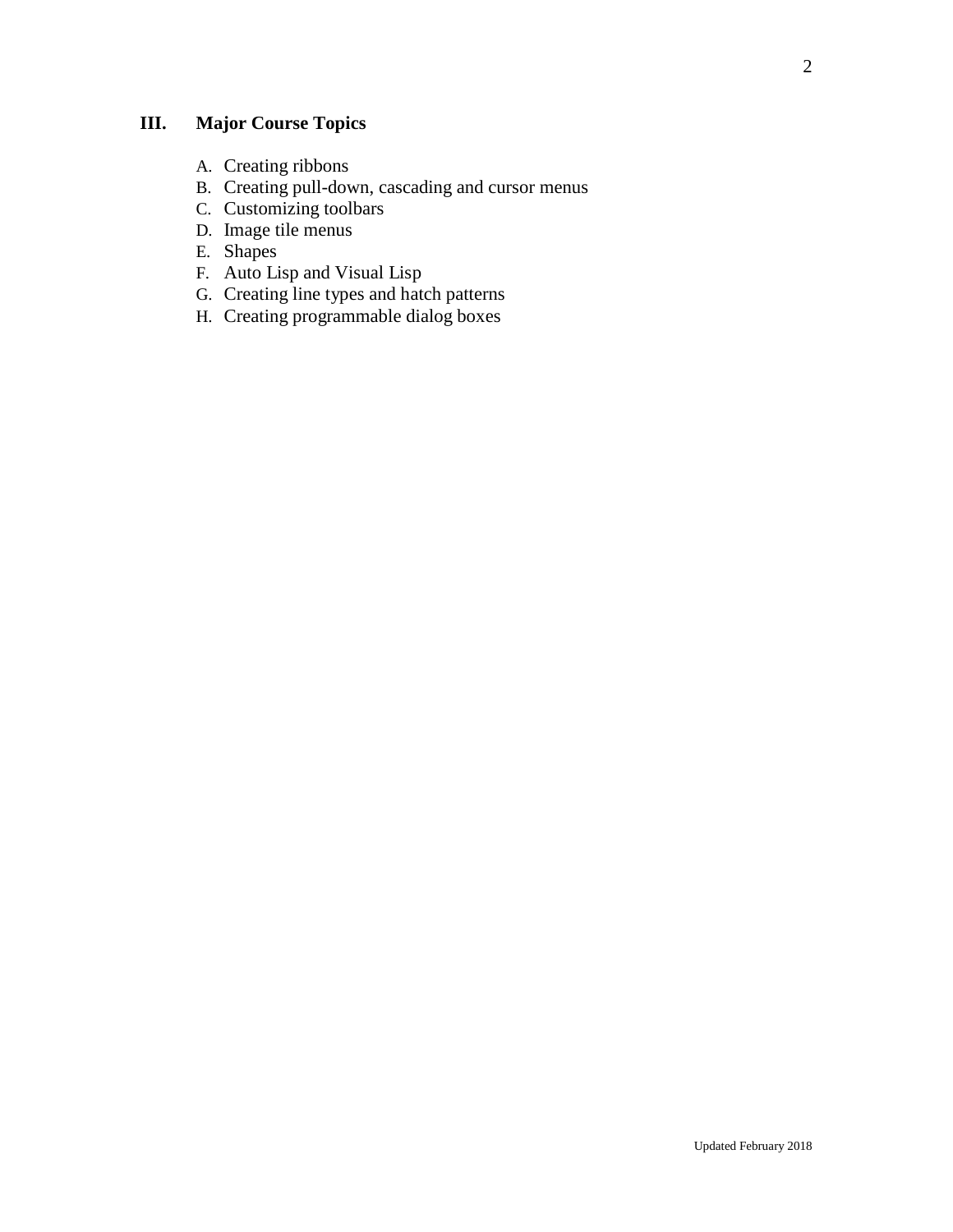## III. Major Course Topics

A. Creating ribbons
B. Creating pull-down, cascading and cursor menus
C. Customizing toolbars
D. Image tile menus
E. Shapes
F. Auto Lisp and Visual Lisp
G. Creating line types and hatch patterns
H. Creating programmable dialog boxes